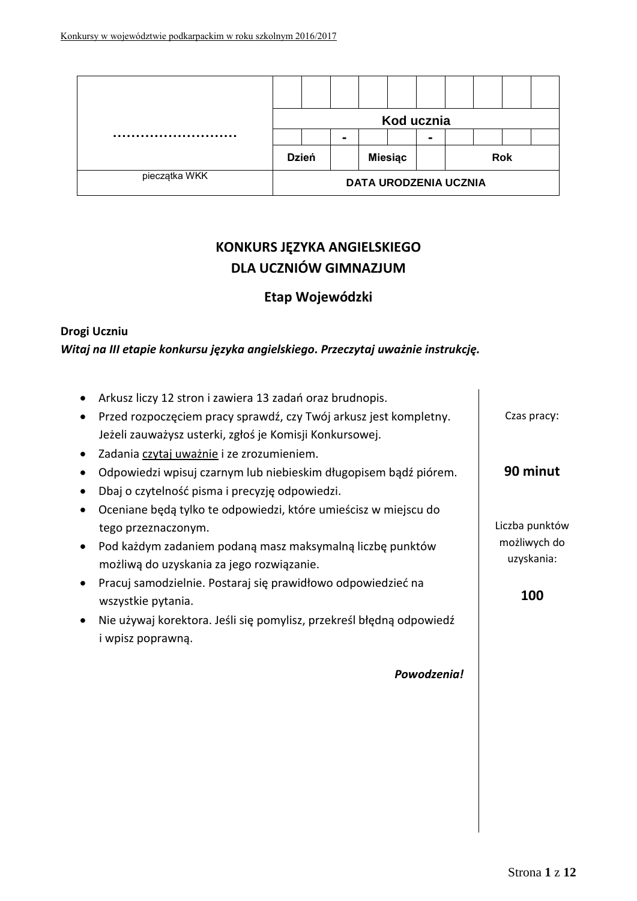| ……………………… | | | | | | | | | | |
|---|---|---|---|---|---|---|---|---|---|---|
| | Kod ucznia | | | | | | | | | |
| | | | - | | | - | | | | |
| | Dzień | | | Miesiąc | | | Rok | | | |
| pieczątka WKK | DATA URODZENIA UCZNIA | | | | | | | | | |

# KONKURS JĘZYKA ANGIELSKIEGO DLA UCZNIÓW GIMNAZJUM

## Etap Wojewódzki

**Drogi Uczniu**

***Witaj na III etapie konkursu języka angielskiego. Przeczytaj uważnie instrukcję.***

- Arkusz liczy 12 stron i zawiera 13 zadań oraz brudnopis.
- Przed rozpoczęciem pracy sprawdź, czy Twój arkusz jest kompletny. Jeżeli zauważysz usterki, zgłoś je Komisji Konkursowej.
- Zadania czytaj uważnie i ze zrozumieniem.
- Odpowiedzi wpisuj czarnym lub niebieskim długopisem bądź piórem.
- Dbaj o czytelność pisma i precyzję odpowiedzi.
- Oceniane będą tylko te odpowiedzi, które umieścisz w miejscu do tego przeznaczonym.
- Pod każdym zadaniem podaną masz maksymalną liczbę punktów możliwą do uzyskania za jego rozwiązanie.
- Pracuj samodzielnie. Postaraj się prawidłowo odpowiedzieć na wszystkie pytania.
- Nie używaj korektora. Jeśli się pomylisz, przekreśl błędną odpowiedź i wpisz poprawną.

*Powodzenia!*

Czas pracy:

**90 minut**

Liczba punktów możliwych do uzyskania:

**100**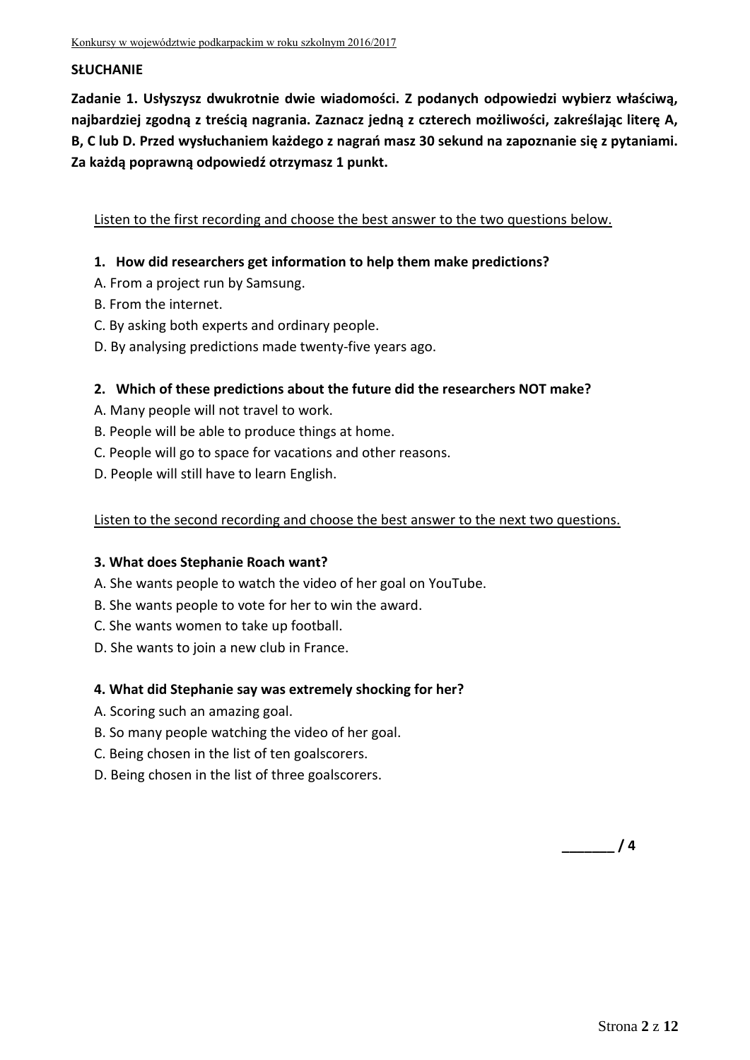**SŁUCHANIE**

**Zadanie 1. Usłyszysz dwukrotnie dwie wiadomości. Z podanych odpowiedzi wybierz właściwą, najbardziej zgodną z treścią nagrania. Zaznacz jedną z czterech możliwości, zakreślając literę A, B, C lub D. Przed wysłuchaniem każdego z nagrań masz 30 sekund na zapoznanie się z pytaniami. Za każdą poprawną odpowiedź otrzymasz 1 punkt.**

Listen to the first recording and choose the best answer to the two questions below.

**1. How did researchers get information to help them make predictions?**

A. From a project run by Samsung.
B. From the internet.
C. By asking both experts and ordinary people.
D. By analysing predictions made twenty-five years ago.

**2. Which of these predictions about the future did the researchers NOT make?**

A. Many people will not travel to work.
B. People will be able to produce things at home.
C. People will go to space for vacations and other reasons.
D. People will still have to learn English.

Listen to the second recording and choose the best answer to the next two questions.

**3. What does Stephanie Roach want?**

A. She wants people to watch the video of her goal on YouTube.
B. She wants people to vote for her to win the award.
C. She wants women to take up football.
D. She wants to join a new club in France.

**4. What did Stephanie say was extremely shocking for her?**

A. Scoring such an amazing goal.
B. So many people watching the video of her goal.
C. Being chosen in the list of ten goalscorers.
D. Being chosen in the list of three goalscorers.

**_______ / 4**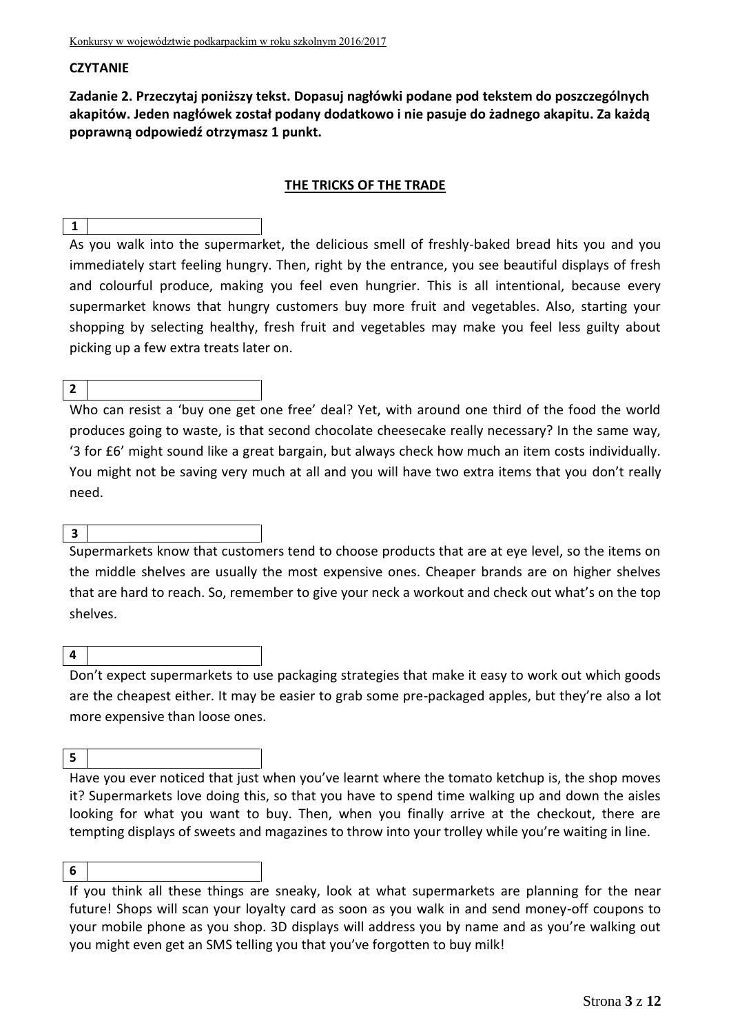**CZYTANIE**

**Zadanie 2. Przeczytaj poniższy tekst. Dopasuj nagłówki podane pod tekstem do poszczególnych akapitów. Jeden nagłówek został podany dodatkowo i nie pasuje do żadnego akapitu. Za każdą poprawną odpowiedź otrzymasz 1 punkt.**

## THE TRICKS OF THE TRADE

**1** ______________________

As you walk into the supermarket, the delicious smell of freshly-baked bread hits you and you immediately start feeling hungry. Then, right by the entrance, you see beautiful displays of fresh and colourful produce, making you feel even hungrier. This is all intentional, because every supermarket knows that hungry customers buy more fruit and vegetables. Also, starting your shopping by selecting healthy, fresh fruit and vegetables may make you feel less guilty about picking up a few extra treats later on.

**2** ______________________

Who can resist a 'buy one get one free' deal? Yet, with around one third of the food the world produces going to waste, is that second chocolate cheesecake really necessary? In the same way, '3 for £6' might sound like a great bargain, but always check how much an item costs individually. You might not be saving very much at all and you will have two extra items that you don't really need.

**3** ______________________

Supermarkets know that customers tend to choose products that are at eye level, so the items on the middle shelves are usually the most expensive ones. Cheaper brands are on higher shelves that are hard to reach. So, remember to give your neck a workout and check out what's on the top shelves.

**4** ______________________

Don't expect supermarkets to use packaging strategies that make it easy to work out which goods are the cheapest either. It may be easier to grab some pre-packaged apples, but they're also a lot more expensive than loose ones.

**5** ______________________

Have you ever noticed that just when you've learnt where the tomato ketchup is, the shop moves it? Supermarkets love doing this, so that you have to spend time walking up and down the aisles looking for what you want to buy. Then, when you finally arrive at the checkout, there are tempting displays of sweets and magazines to throw into your trolley while you're waiting in line.

**6** ______________________

If you think all these things are sneaky, look at what supermarkets are planning for the near future! Shops will scan your loyalty card as soon as you walk in and send money-off coupons to your mobile phone as you shop. 3D displays will address you by name and as you're walking out you might even get an SMS telling you that you've forgotten to buy milk!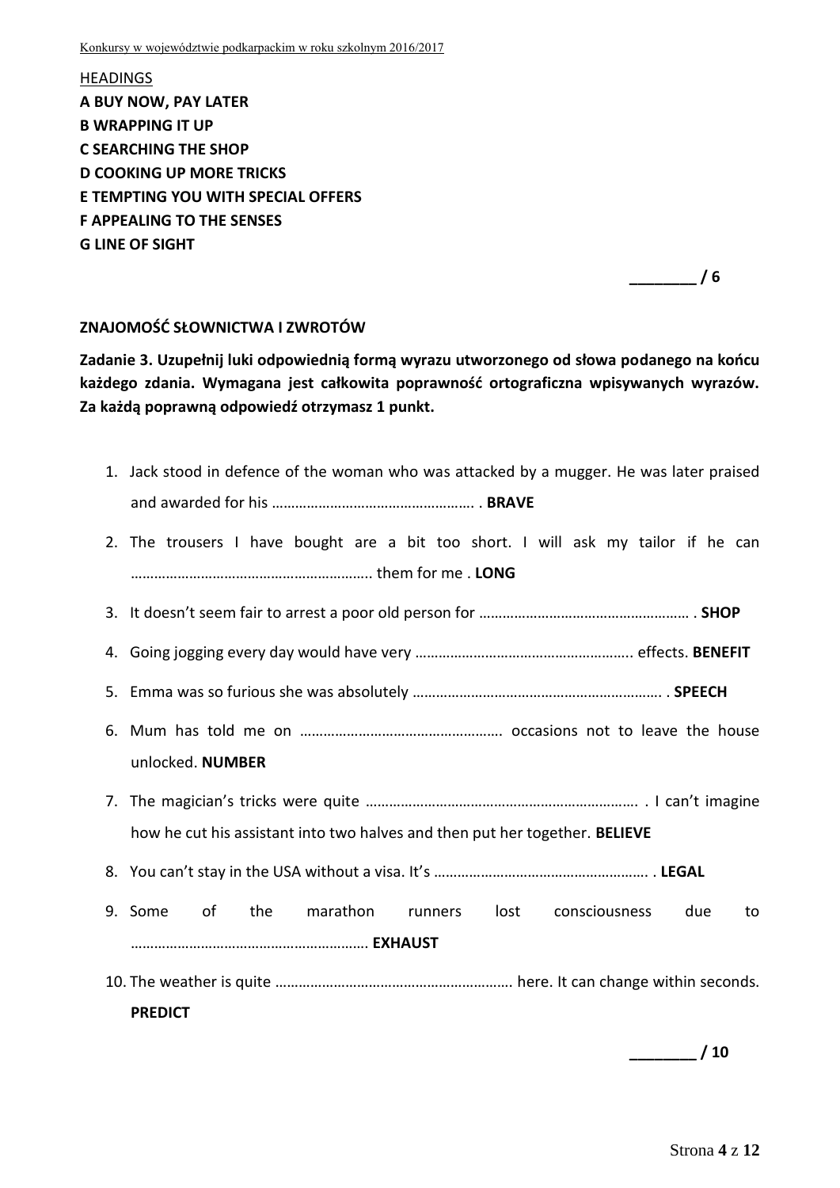HEADINGS

**A BUY NOW, PAY LATER**
**B WRAPPING IT UP**
**C SEARCHING THE SHOP**
**D COOKING UP MORE TRICKS**
**E TEMPTING YOU WITH SPECIAL OFFERS**
**F APPEALING TO THE SENSES**
**G LINE OF SIGHT**

**_______ / 6**

**ZNAJOMOŚĆ SŁOWNICTWA I ZWROTÓW**

**Zadanie 3. Uzupełnij luki odpowiednią formą wyrazu utworzonego od słowa podanego na końcu każdego zdania. Wymagana jest całkowita poprawność ortograficzna wpisywanych wyrazów. Za każdą poprawną odpowiedź otrzymasz 1 punkt.**

1. Jack stood in defence of the woman who was attacked by a mugger. He was later praised and awarded for his ……………………………………………. . **BRAVE**
2. The trousers I have bought are a bit too short. I will ask my tailor if he can …………………………………………………. them for me . **LONG**
3. It doesn't seem fair to arrest a poor old person for ……………………………………………… . **SHOP**
4. Going jogging every day would have very ……………………………………………….. effects. **BENEFIT**
5. Emma was so furious she was absolutely ………………………………………………………. . **SPEECH**
6. Mum has told me on ……………………………………………. occasions not to leave the house unlocked. **NUMBER**
7. The magician's tricks were quite ……………………………………………………………. . I can't imagine how he cut his assistant into two halves and then put her together. **BELIEVE**
8. You can't stay in the USA without a visa. It's ……………………………………………… . **LEGAL**
9. Some of the marathon runners lost consciousness due to ………………………………………………….. **EXHAUST**
10. The weather is quite ……………………………………………………. here. It can change within seconds. **PREDICT**

**_______ / 10**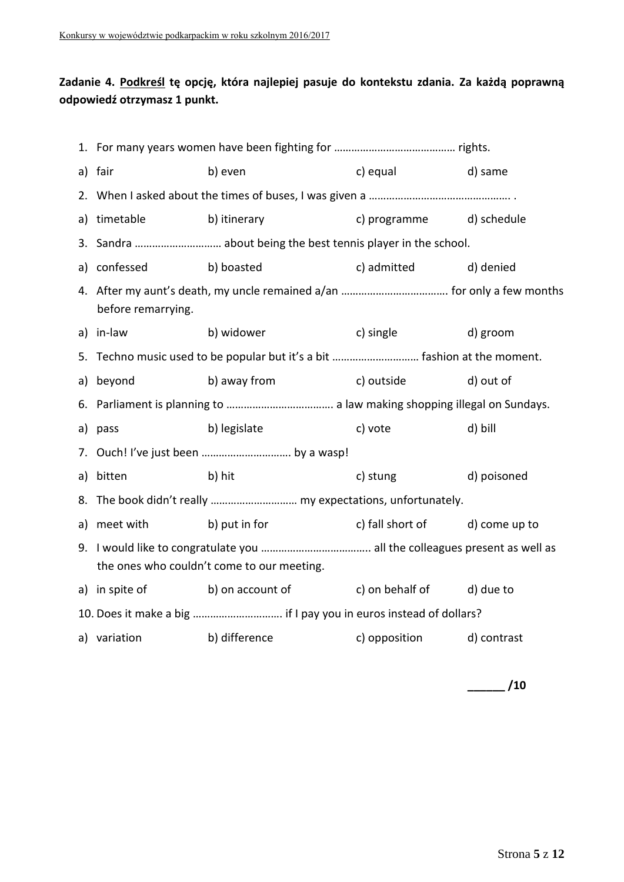**Zadanie 4. <u>Podkreśl</u> tę opcję, która najlepiej pasuje do kontekstu zdania. Za każdą poprawną odpowiedź otrzymasz 1 punkt.**

1. For many years women have been fighting for ……………………………………. rights.

a) fair b) even c) equal d) same

2. When I asked about the times of buses, I was given a ………………………………………… .

a) timetable b) itinerary c) programme d) schedule

3. Sandra ………………………… about being the best tennis player in the school.

a) confessed b) boasted c) admitted d) denied

4. After my aunt's death, my uncle remained a/an ………………………………. for only a few months before remarrying.

a) in-law b) widower c) single d) groom

5. Techno music used to be popular but it's a bit ………………………… fashion at the moment.

a) beyond b) away from c) outside d) out of

6. Parliament is planning to ………………………………. a law making shopping illegal on Sundays.

a) pass b) legislate c) vote d) bill

7. Ouch! I've just been …………………………. by a wasp!

a) bitten b) hit c) stung d) poisoned

8. The book didn't really ………………………… my expectations, unfortunately.

a) meet with b) put in for c) fall short of d) come up to

9. I would like to congratulate you ……………………………….. all the colleagues present as well as the ones who couldn't come to our meeting.

a) in spite of b) on account of c) on behalf of d) due to

10. Does it make a big …………………………. if I pay you in euros instead of dollars?

a) variation b) difference c) opposition d) contrast

**______ /10**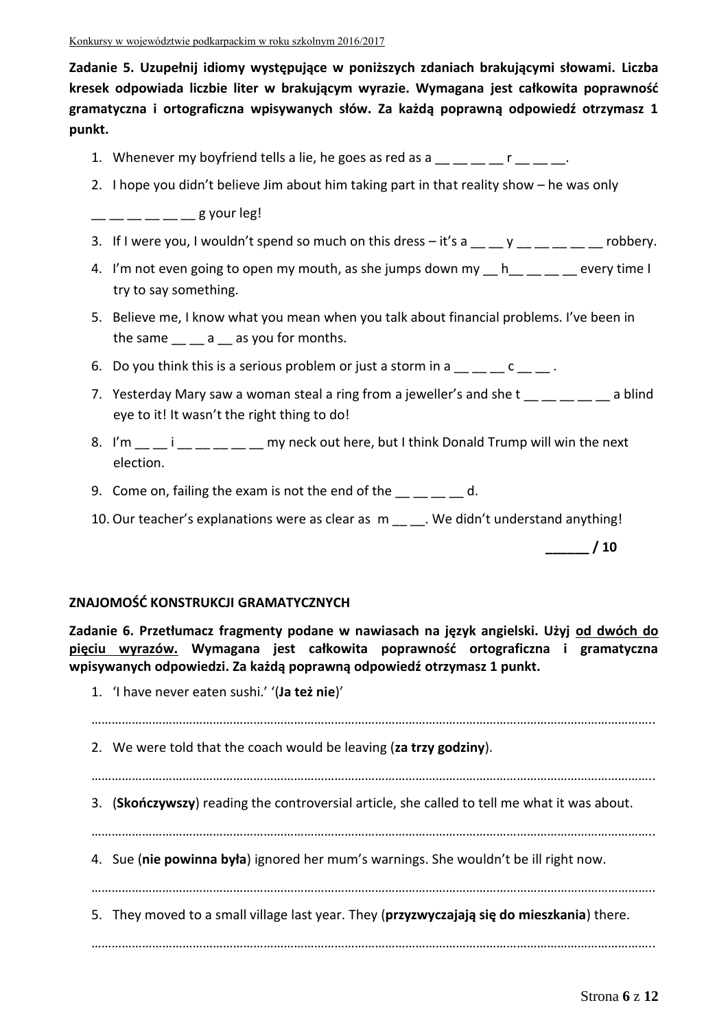**Zadanie 5. Uzupełnij idiomy występujące w poniższych zdaniach brakującymi słowami. Liczba kresek odpowiada liczbie liter w brakującym wyrazie. Wymagana jest całkowita poprawność gramatyczna i ortograficzna wpisywanych słów. Za każdą poprawną odpowiedź otrzymasz 1 punkt.**

1. Whenever my boyfriend tells a lie, he goes as red as a __ __ __ __ r __ __ __.
2. I hope you didn't believe Jim about him taking part in that reality show – he was only __ __ __ __ __ __ g your leg!
3. If I were you, I wouldn't spend so much on this dress – it's a __ __ y __ __ __ __ __ robbery.
4. I'm not even going to open my mouth, as she jumps down my __ h__ __ __ __ every time I try to say something.
5. Believe me, I know what you mean when you talk about financial problems. I've been in the same __ __ a __ as you for months.
6. Do you think this is a serious problem or just a storm in a __ __ __ c __ __ .
7. Yesterday Mary saw a woman steal a ring from a jeweller's and she t __ __ __ __ __ a blind eye to it! It wasn't the right thing to do!
8. I'm __ __ i __ __ __ __ __ my neck out here, but I think Donald Trump will win the next election.
9. Come on, failing the exam is not the end of the __ __ __ __ d.
10. Our teacher's explanations were as clear as m __ __. We didn't understand anything!

**______ / 10**

## ZNAJOMOŚĆ KONSTRUKCJI GRAMATYCZNYCH

**Zadanie 6. Przetłumacz fragmenty podane w nawiasach na język angielski. Użyj od dwóch do pięciu wyrazów. Wymagana jest całkowita poprawność ortograficzna i gramatyczna wpisywanych odpowiedzi. Za każdą poprawną odpowiedź otrzymasz 1 punkt.**

1. 'I have never eaten sushi.' '(**Ja też nie**)'

……………………………………………………………………………………………………………………………………………

2. We were told that the coach would be leaving (**za trzy godziny**).

……………………………………………………………………………………………………………………………………………

3. (**Skończywszy**) reading the controversial article, she called to tell me what it was about.

……………………………………………………………………………………………………………………………………………

4. Sue (**nie powinna była**) ignored her mum's warnings. She wouldn't be ill right now.

……………………………………………………………………………………………………………………………………………

5. They moved to a small village last year. They (**przyzwyczajają się do mieszkania**) there.

……………………………………………………………………………………………………………………………………………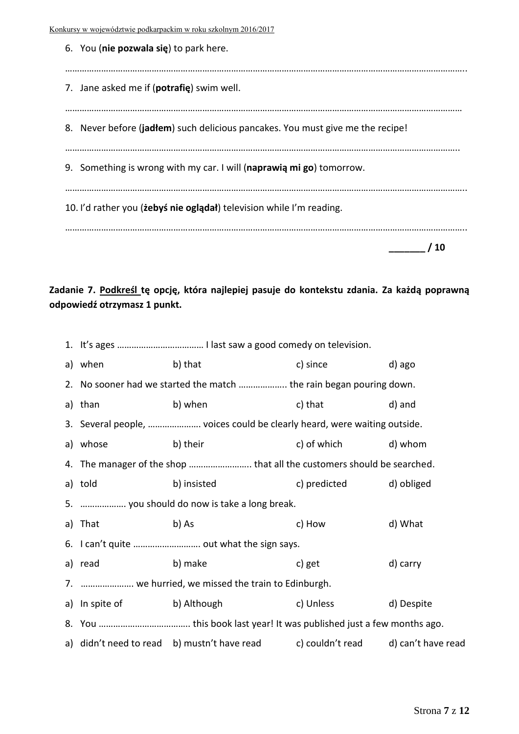6. You (**nie pozwala się**) to park here.

……………………………………………………………………………………………………………………………………………….

7. Jane asked me if (**potrafię**) swim well.

………………………………………………………………………………………………………………………………………………

8. Never before (**jadłem**) such delicious pancakes. You must give me the recipe!

………………………………………………………………………………………………………………………………………………..

9. Something is wrong with my car. I will (**naprawią mi go**) tomorrow.

………………………………………………………………………………………………………………………………………………..

10. I'd rather you (**żebyś nie oglądał**) television while I'm reading.

………………………………………………………………………………………………………………………………………………..

**_______ / 10**

**Zadanie 7. <u>Podkreśl</u> tę opcję, która najlepiej pasuje do kontekstu zdania. Za każdą poprawną odpowiedź otrzymasz 1 punkt.**

1. It's ages ……………………………… I last saw a good comedy on television.

a) when &nbsp;&nbsp;&nbsp; b) that &nbsp;&nbsp;&nbsp; c) since &nbsp;&nbsp;&nbsp; d) ago

2. No sooner had we started the match ……………….. the rain began pouring down.

a) than &nbsp;&nbsp;&nbsp; b) when &nbsp;&nbsp;&nbsp; c) that &nbsp;&nbsp;&nbsp; d) and

3. Several people, …………………. voices could be clearly heard, were waiting outside.

a) whose &nbsp;&nbsp;&nbsp; b) their &nbsp;&nbsp;&nbsp; c) of which &nbsp;&nbsp;&nbsp; d) whom

4. The manager of the shop …………………….. that all the customers should be searched.

a) told &nbsp;&nbsp;&nbsp; b) insisted &nbsp;&nbsp;&nbsp; c) predicted &nbsp;&nbsp;&nbsp; d) obliged

5. ………………. you should do now is take a long break.

a) That &nbsp;&nbsp;&nbsp; b) As &nbsp;&nbsp;&nbsp; c) How &nbsp;&nbsp;&nbsp; d) What

6. I can't quite ………………………. out what the sign says.

a) read &nbsp;&nbsp;&nbsp; b) make &nbsp;&nbsp;&nbsp; c) get &nbsp;&nbsp;&nbsp; d) carry

7. …………………. we hurried, we missed the train to Edinburgh.

a) In spite of &nbsp;&nbsp;&nbsp; b) Although &nbsp;&nbsp;&nbsp; c) Unless &nbsp;&nbsp;&nbsp; d) Despite

8. You ………………………………. this book last year! It was published just a few months ago.

a) didn't need to read &nbsp;&nbsp;&nbsp; b) mustn't have read &nbsp;&nbsp;&nbsp; c) couldn't read &nbsp;&nbsp;&nbsp; d) can't have read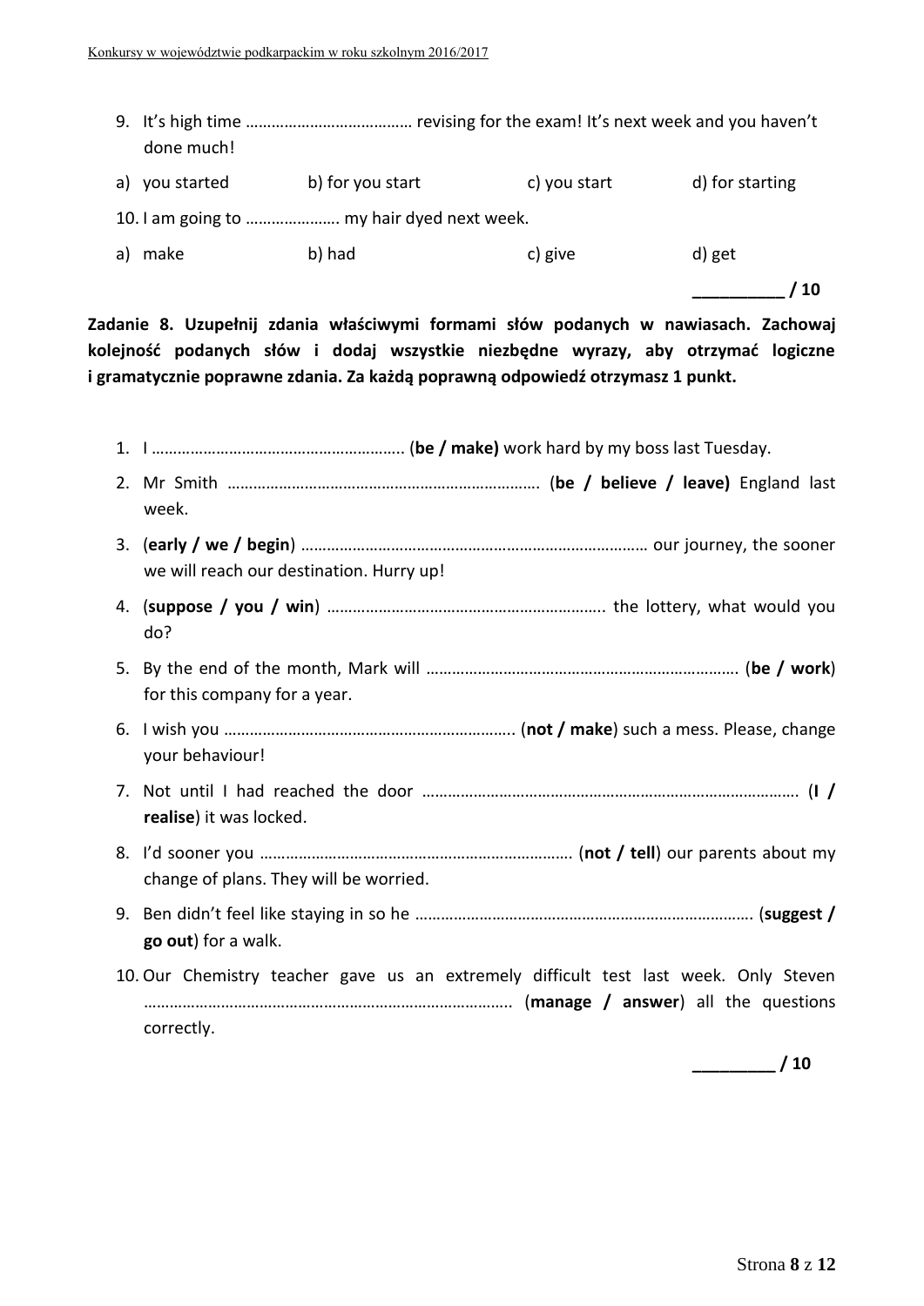9. It's high time ………………………………… revising for the exam! It's next week and you haven't done much!

a) you started b) for you start c) you start d) for starting

10. I am going to …………………. my hair dyed next week.

a) make b) had c) give d) get

**__________ / 10**

**Zadanie 8. Uzupełnij zdania właściwymi formami słów podanych w nawiasach. Zachowaj kolejność podanych słów i dodaj wszystkie niezbędne wyrazy, aby otrzymać logiczne i gramatycznie poprawne zdania. Za każdą poprawną odpowiedź otrzymasz 1 punkt.**

1. I ………………………………………………….. (**be / make)** work hard by my boss last Tuesday.
2. Mr Smith ………………………………………………………………. (**be / believe / leave)** England last week.
3. (**early / we / begin**) ……………………………………………………………………… our journey, the sooner we will reach our destination. Hurry up!
4. (**suppose / you / win**) ……………………………………………………….. the lottery, what would you do?
5. By the end of the month, Mark will ………………………………………………………………. (**be / work**) for this company for a year.
6. I wish you ………………………………………………………….. (**not / make**) such a mess. Please, change your behaviour!
7. Not until I had reached the door ……………………………………………………………………………. (**I / realise**) it was locked.
8. I'd sooner you ………………………………………………………………. (**not / tell**) our parents about my change of plans. They will be worried.
9. Ben didn't feel like staying in so he …………………………………………………………………… (**suggest / go out**) for a walk.
10. Our Chemistry teacher gave us an extremely difficult test last week. Only Steven ………………………………………………………………………….. (**manage / answer**) all the questions correctly.

**_________ / 10**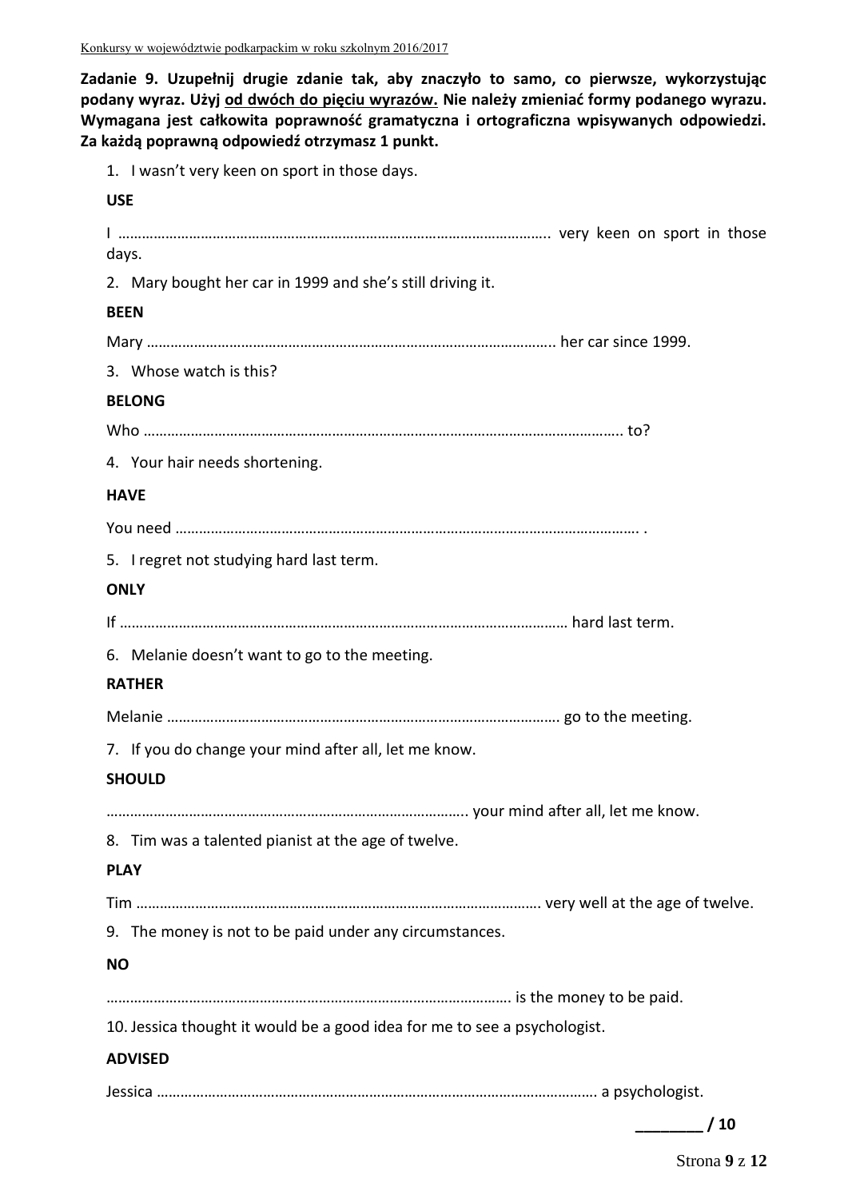**Zadanie 9. Uzupełnij drugie zdanie tak, aby znaczyło to samo, co pierwsze, wykorzystując podany wyraz. Użyj <u>od dwóch do pięciu wyrazów.</u> Nie należy zmieniać formy podanego wyrazu. Wymagana jest całkowita poprawność gramatyczna i ortograficzna wpisywanych odpowiedzi. Za każdą poprawną odpowiedź otrzymasz 1 punkt.**

1. I wasn't very keen on sport in those days.

   **USE**

   I ………………………………………………………………………………………….. very keen on sport in those days.

2. Mary bought her car in 1999 and she's still driving it.

   **BEEN**

   Mary ………………………………………………………………………………………….. her car since 1999.

3. Whose watch is this?

   **BELONG**

   Who ……………………………………………………………………………………………………………. to?

4. Your hair needs shortening.

   **HAVE**

   You need ………………………………………………………………………………………………………. .

5. I regret not studying hard last term.

   **ONLY**

   If …………………………………………………………………………………………………… hard last term.

6. Melanie doesn't want to go to the meeting.

   **RATHER**

   Melanie ………………………………………………………………………………………. go to the meeting.

7. If you do change your mind after all, let me know.

   **SHOULD**

   ……………………………………………………………………………….. your mind after all, let me know.

8. Tim was a talented pianist at the age of twelve.

   **PLAY**

   Tim …………………………………………………………………………………………. very well at the age of twelve.

9. The money is not to be paid under any circumstances.

   **NO**

   ………………………………………………………………………………………. is the money to be paid.

10. Jessica thought it would be a good idea for me to see a psychologist.

    **ADVISED**

    Jessica ……………………………………………………………………………………………… a psychologist.

**________ / 10**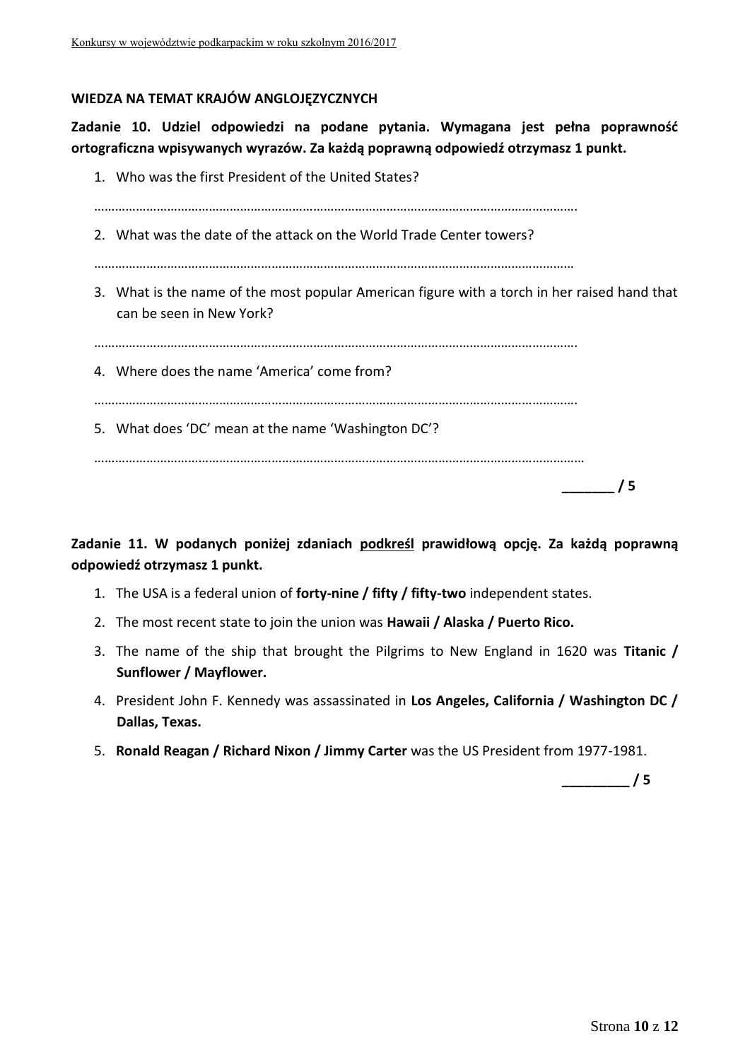**WIEDZA NA TEMAT KRAJÓW ANGLOJĘZYCZNYCH**

**Zadanie 10. Udziel odpowiedzi na podane pytania. Wymagana jest pełna poprawność ortograficzna wpisywanych wyrazów. Za każdą poprawną odpowiedź otrzymasz 1 punkt.**

1. Who was the first President of the United States?

   ……………………………………………………………………………………………………………………….

2. What was the date of the attack on the World Trade Center towers?

   ……………………………………………………………………………………………………………………….

3. What is the name of the most popular American figure with a torch in her raised hand that can be seen in New York?

   ……………………………………………………………………………………………………………………….

4. Where does the name 'America' come from?

   ……………………………………………………………………………………………………………………….

5. What does 'DC' mean at the name 'Washington DC'?

   ……………………………………………………………………………………………………………………….

**_______ / 5**

**Zadanie 11. W podanych poniżej zdaniach <u>podkreśl</u> prawidłową opcję. Za każdą poprawną odpowiedź otrzymasz 1 punkt.**

1. The USA is a federal union of **forty-nine / fifty / fifty-two** independent states.
2. The most recent state to join the union was **Hawaii / Alaska / Puerto Rico.**
3. The name of the ship that brought the Pilgrims to New England in 1620 was **Titanic / Sunflower / Mayflower.**
4. President John F. Kennedy was assassinated in **Los Angeles, California / Washington DC / Dallas, Texas.**
5. **Ronald Reagan / Richard Nixon / Jimmy Carter** was the US President from 1977-1981.

**_________ / 5**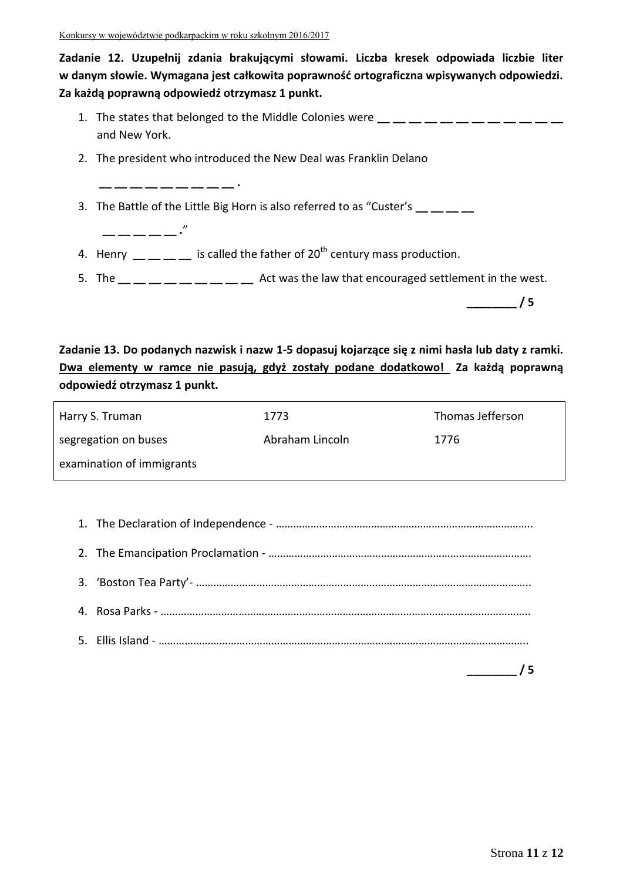**Zadanie 12. Uzupełnij zdania brakującymi słowami. Liczba kresek odpowiada liczbie liter w danym słowie. Wymagana jest całkowita poprawność ortograficzna wpisywanych odpowiedzi. Za każdą poprawną odpowiedź otrzymasz 1 punkt.**

1. The states that belonged to the Middle Colonies were __ __ __ __ __ __ __ __ __ __ __ __ and New York.
2. The president who introduced the New Deal was Franklin Delano __ __ __ __ __ __ __ __ __ .
3. The Battle of the Little Big Horn is also referred to as "Custer's __ __ __ __ __ __ __ __ __ ."
4. Henry __ __ __ __ is called the father of 20th century mass production.
5. The __ __ __ __ __ __ __ __ __ Act was the law that encouraged settlement in the west.

________ / 5

**Zadanie 13. Do podanych nazwisk i nazw 1-5 dopasuj kojarzące się z nimi hasła lub daty z ramki. <u>Dwa elementy w ramce nie pasują, gdyż zostały podane dodatkowo!</u> Za każdą poprawną odpowiedź otrzymasz 1 punkt.**

| | | |
|---|---|---|
| Harry S. Truman | 1773 | Thomas Jefferson |
| segregation on buses | Abraham Lincoln | 1776 |
| examination of immigrants | | |

1. The Declaration of Independence - ……………………………………………………………………………..
2. The Emancipation Proclamation - ……………………………………………………………………………….
3. 'Boston Tea Party'- ………………………………………………………………………………………………..
4. Rosa Parks - ………………………………………………………………………………………………………..
5. Ellis Island - ………………………………………………………………………………………………………..

________ / 5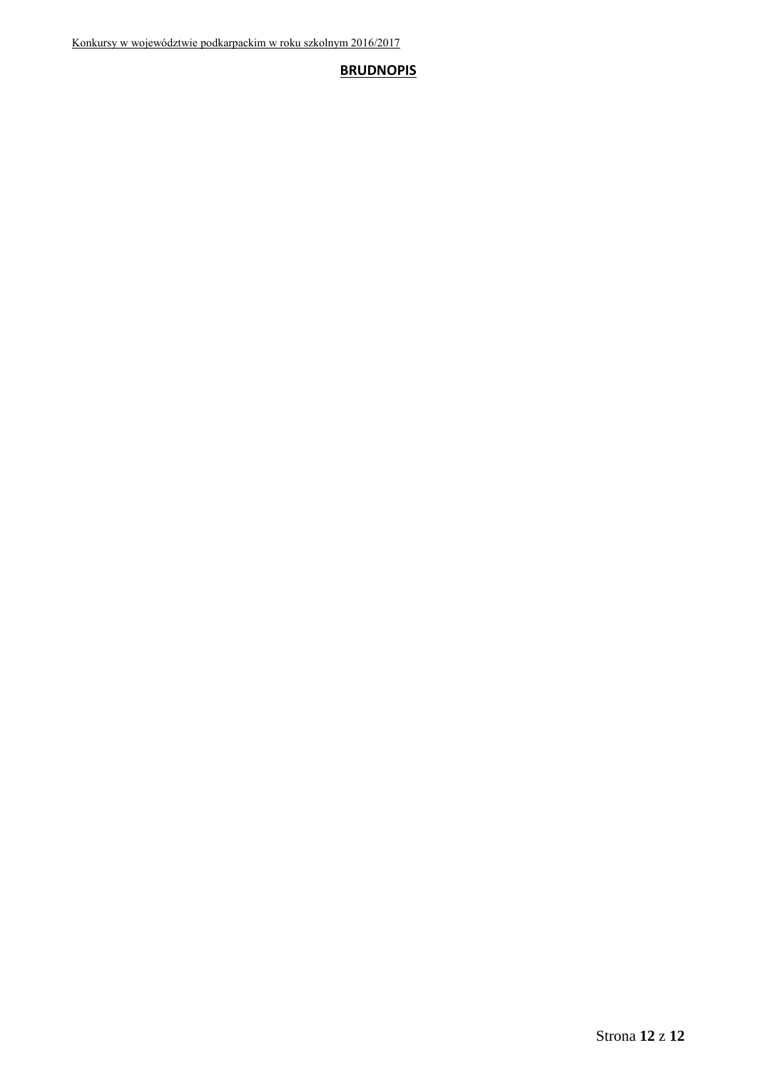**BRUDNOPIS**